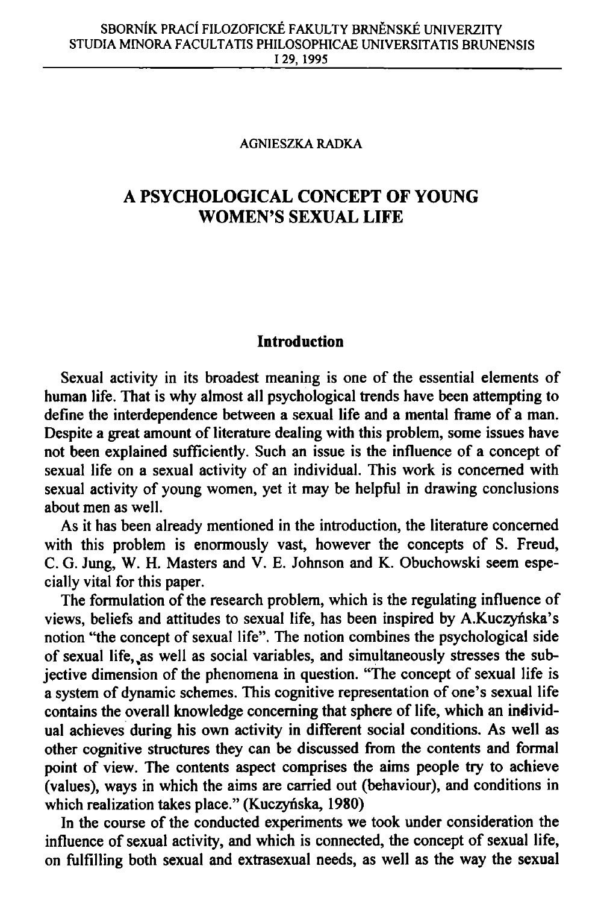AGNIESZKA RADKA

# A PSYCHOLOGICAL CONCEPT OF YOUNG WOMEN'S SEXUAL LIFE

## Introduction

Sexual activity in its broadest meaning is one of the essential elements of human life. That is why almost all psychological trends have been attempting to define the interdependence between a sexual life and a mental frame of a man. Despite a great amount of literature dealing with this problem, some issues have not been explained sufficiently. Such an issue is the influence of a concept of sexual life on a sexual activity of an individual. This work is concerned with sexual activity of young women, yet it may be helpful in drawing conclusions about men as well.

As it has been already mentioned in the introduction, the literature concerned with this problem is enormously vast, however the concepts of S. Freud, C. G. Jung, W. H. Masters and V. E. Johnson and K. Obuchowski seem especially vital for this paper.

The formulation of the research problem, which is the regulating influence of views, beliefs and attitudes to sexual life, has been inspired by A.Kuczyńska's notion "the concept of sexual life". The notion combines the psychological side of sexual life, as well as social variables, and simultaneously stresses the subjective dimension of the phenomena in question. "The concept of sexual life is a system of dynamic schemes. This cognitive representation of one's sexual life contains the overall knowledge concerning that sphere of life, which an individual achieves during his own activity in different social conditions. As well as other cognitive structures they can be discussed from the contents and formal point of view. The contents aspect comprises the aims people try to achieve (values), ways in which the aims are carried out (behaviour), and conditions in which realization takes place." (Kuczyńska, 1980)

In the course of the conducted experiments we took under consideration the influence of sexual activity, and which is connected, the concept of sexual life, on fulfilling both sexual and extrasexual needs, as well as the way the sexual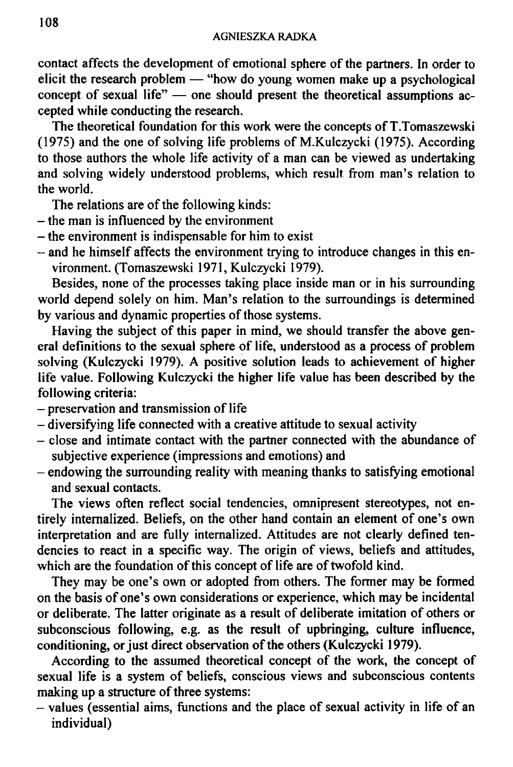contact affects the development of emotional sphere of the partners. In order to elicit the research problem — "how do young women make up a psychological concept of sexual life" — one should present the theoretical assumptions accepted while conducting the research.

The theoretical foundation for this work were the concepts of T.Tomaszewski (1975) and the one of solving life problems of M.Kulczycki (1975). According to those authors the whole life activity of a man can be viewed as undertaking and solving widely understood problems, which result from man's relation to the world.

The relations are of the following kinds:

- the man is influenced by the environment
- the environment is indispensable for him to exist
- and he himself affects the environment trying to introduce changes in this environment. (Tomaszewski 1971, Kulczycki 1979).

Besides, none of the processes taking place inside man or in his surrounding world depend solely on him. Man's relation to the surroundings is determined by various and dynamic properties of those systems.

Having the subject of this paper in mind, we should transfer the above general definitions to the sexual sphere of life, understood as a process of problem solving (Kulczycki 1979). A positive solution leads to achievement of higher life value. Following Kulczycki the higher life value has been described by the following criteria:

- preservation and transmission of life
- diversifying life connected with a creative attitude to sexual activity
- close and intimate contact with the partner connected with the abundance of subjective experience (impressions and emotions) and
- endowing the surrounding reality with meaning thanks to satisfying emotional and sexual contacts.

The views often reflect social tendencies, omnipresent stereotypes, not entirely internalized. Beliefs, on the other hand contain an element of one's own interpretation and are fully internalized. Attitudes are not clearly defined tendencies to react in a specific way. The origin of views, beliefs and attitudes, which are the foundation of this concept of life are of twofold kind.

They may be one's own or adopted from others. The former may be formed on the basis of one's own considerations or experience, which may be incidental or deliberate. The latter originate as a result of deliberate imitation of others or subconscious following, e.g. as the result of upbringing, culture influence, conditioning, or just direct observation of the others (Kulczycki 1979).

According to the assumed theoretical concept of the work, the concept of sexual life is a system of beliefs, conscious views and subconscious contents making up a structure of three systems:

- values (essential aims, functions and the place of sexual activity in life of an individual)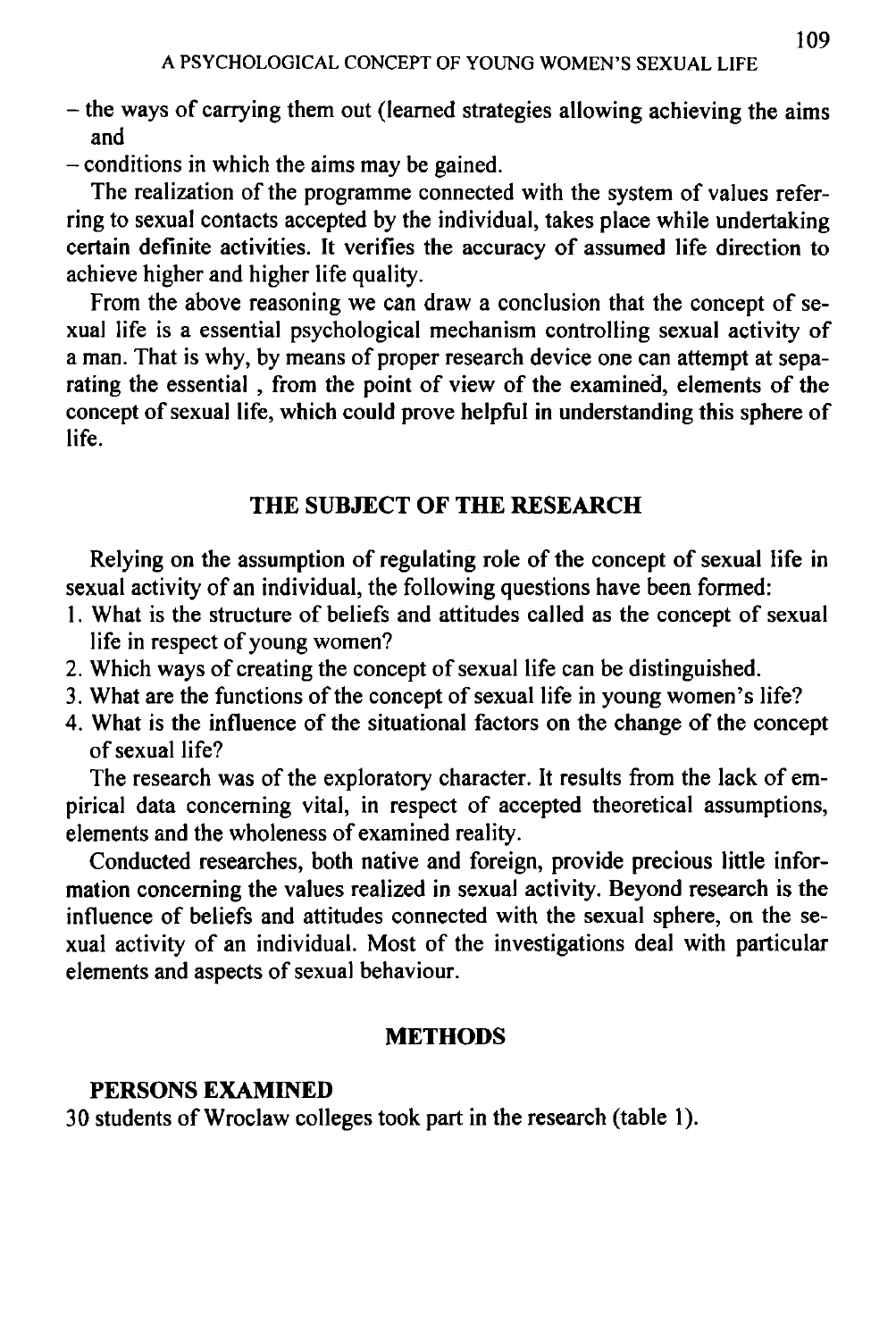– the ways of carrying them out (learned strategies allowing achieving the aims and

– conditions in which the aims may be gained.

The realization of the programme connected with the system of values referring to sexual contacts accepted by the individual, takes place while undertaking certain definite activities. It verifies the accuracy of assumed life direction to achieve higher and higher life quality.

From the above reasoning we can draw a conclusion that the concept of sexual life is a essential psychological mechanism controlling sexual activity of a man. That is why, by means of proper research device one can attempt at separating the essential , from the point of view of the examined, elements of the concept of sexual life, which could prove helpful in understanding this sphere of life.

## THE SUBJECT OF THE RESEARCH

Relying on the assumption of regulating role of the concept of sexual life in sexual activity of an individual, the following questions have been formed:

1. What is the structure of beliefs and attitudes called as the concept of sexual life in respect of young women?
2. Which ways of creating the concept of sexual life can be distinguished.
3. What are the functions of the concept of sexual life in young women's life?
4. What is the influence of the situational factors on the change of the concept of sexual life?

The research was of the exploratory character. It results from the lack of empirical data concerning vital, in respect of accepted theoretical assumptions, elements and the wholeness of examined reality.

Conducted researches, both native and foreign, provide precious little information concerning the values realized in sexual activity. Beyond research is the influence of beliefs and attitudes connected with the sexual sphere, on the sexual activity of an individual. Most of the investigations deal with particular elements and aspects of sexual behaviour.

## METHODS

### PERSONS EXAMINED

30 students of Wroclaw colleges took part in the research (table 1).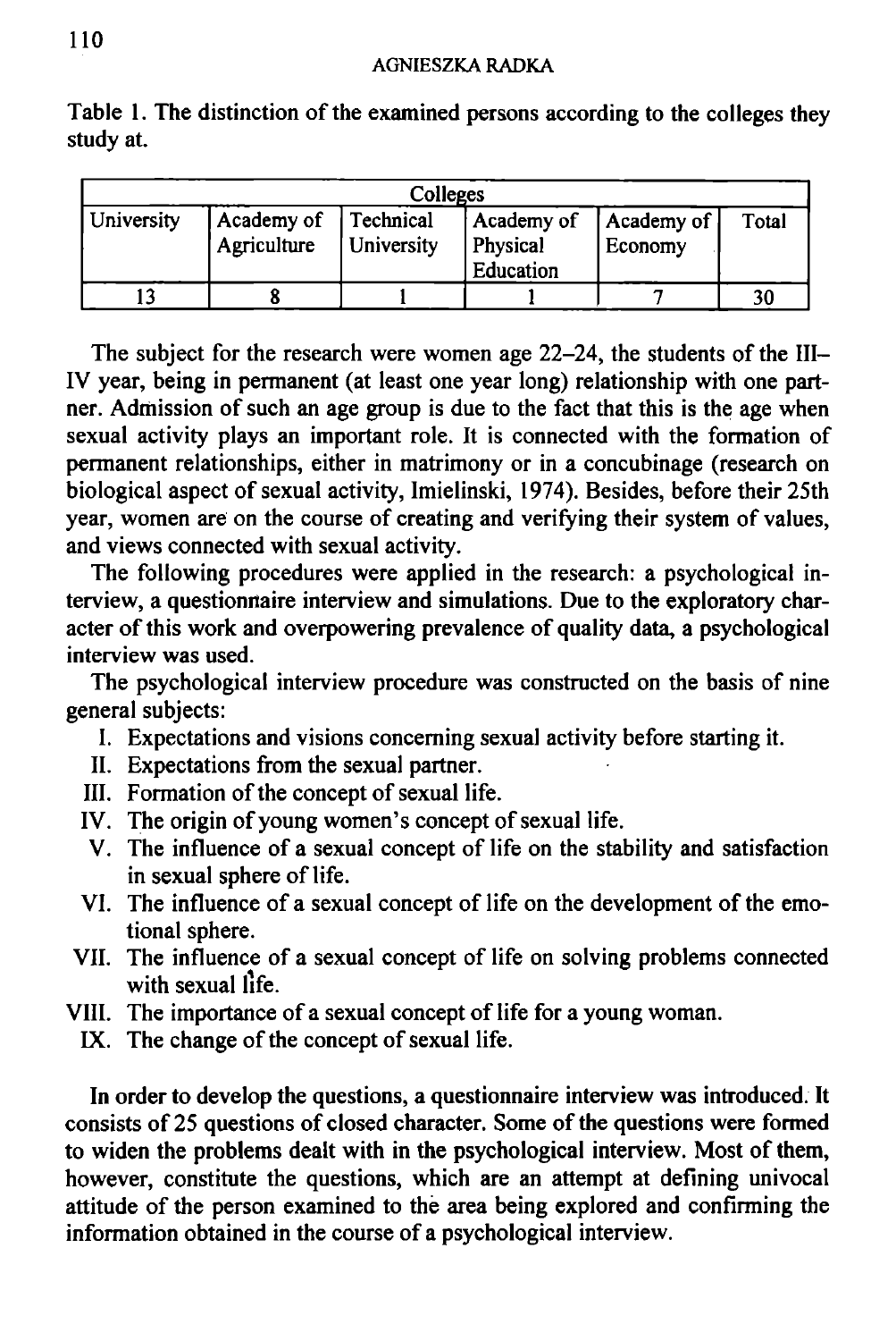Table 1. The distinction of the examined persons according to the colleges they study at.

| Colleges | | | | | |
|---|---|---|---|---|---|
| University | Academy of Agriculture | Technical University | Academy of Physical Education | Academy of Economy | Total |
| 13 | 8 | 1 | 1 | 7 | 30 |

The subject for the research were women age 22–24, the students of the III–IV year, being in permanent (at least one year long) relationship with one partner. Admission of such an age group is due to the fact that this is the age when sexual activity plays an important role. It is connected with the formation of permanent relationships, either in matrimony or in a concubinage (research on biological aspect of sexual activity, Imielinski, 1974). Besides, before their 25th year, women are on the course of creating and verifying their system of values, and views connected with sexual activity.

The following procedures were applied in the research: a psychological interview, a questionnaire interview and simulations. Due to the exploratory character of this work and overpowering prevalence of quality data, a psychological interview was used.

The psychological interview procedure was constructed on the basis of nine general subjects:

I. Expectations and visions concerning sexual activity before starting it.
II. Expectations from the sexual partner.
III. Formation of the concept of sexual life.
IV. The origin of young women's concept of sexual life.
V. The influence of a sexual concept of life on the stability and satisfaction in sexual sphere of life.
VI. The influence of a sexual concept of life on the development of the emotional sphere.
VII. The influence of a sexual concept of life on solving problems connected with sexual life.
VIII. The importance of a sexual concept of life for a young woman.
IX. The change of the concept of sexual life.

In order to develop the questions, a questionnaire interview was introduced. It consists of 25 questions of closed character. Some of the questions were formed to widen the problems dealt with in the psychological interview. Most of them, however, constitute the questions, which are an attempt at defining univocal attitude of the person examined to the area being explored and confirming the information obtained in the course of a psychological interview.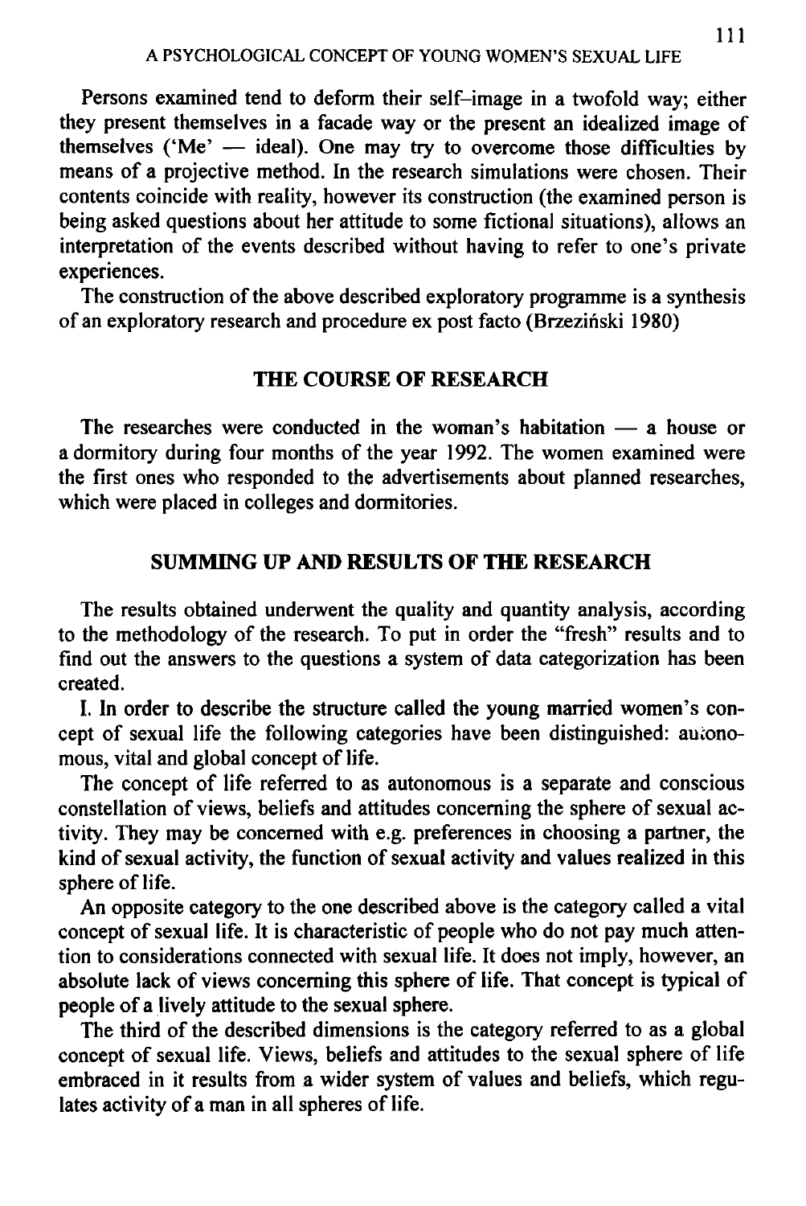Persons examined tend to deform their self–image in a twofold way; either they present themselves in a facade way or the present an idealized image of themselves ('Me' — ideal). One may try to overcome those difficulties by means of a projective method. In the research simulations were chosen. Their contents coincide with reality, however its construction (the examined person is being asked questions about her attitude to some fictional situations), allows an interpretation of the events described without having to refer to one's private experiences.

The construction of the above described exploratory programme is a synthesis of an exploratory research and procedure ex post facto (Brzeziński 1980)

## THE COURSE OF RESEARCH

The researches were conducted in the woman's habitation — a house or a dormitory during four months of the year 1992. The women examined were the first ones who responded to the advertisements about planned researches, which were placed in colleges and dormitories.

## SUMMING UP AND RESULTS OF THE RESEARCH

The results obtained underwent the quality and quantity analysis, according to the methodology of the research. To put in order the "fresh" results and to find out the answers to the questions a system of data categorization has been created.

I. In order to describe the structure called the young married women's concept of sexual life the following categories have been distinguished: autonomous, vital and global concept of life.

The concept of life referred to as autonomous is a separate and conscious constellation of views, beliefs and attitudes concerning the sphere of sexual activity. They may be concerned with e.g. preferences in choosing a partner, the kind of sexual activity, the function of sexual activity and values realized in this sphere of life.

An opposite category to the one described above is the category called a vital concept of sexual life. It is characteristic of people who do not pay much attention to considerations connected with sexual life. It does not imply, however, an absolute lack of views concerning this sphere of life. That concept is typical of people of a lively attitude to the sexual sphere.

The third of the described dimensions is the category referred to as a global concept of sexual life. Views, beliefs and attitudes to the sexual sphere of life embraced in it results from a wider system of values and beliefs, which regulates activity of a man in all spheres of life.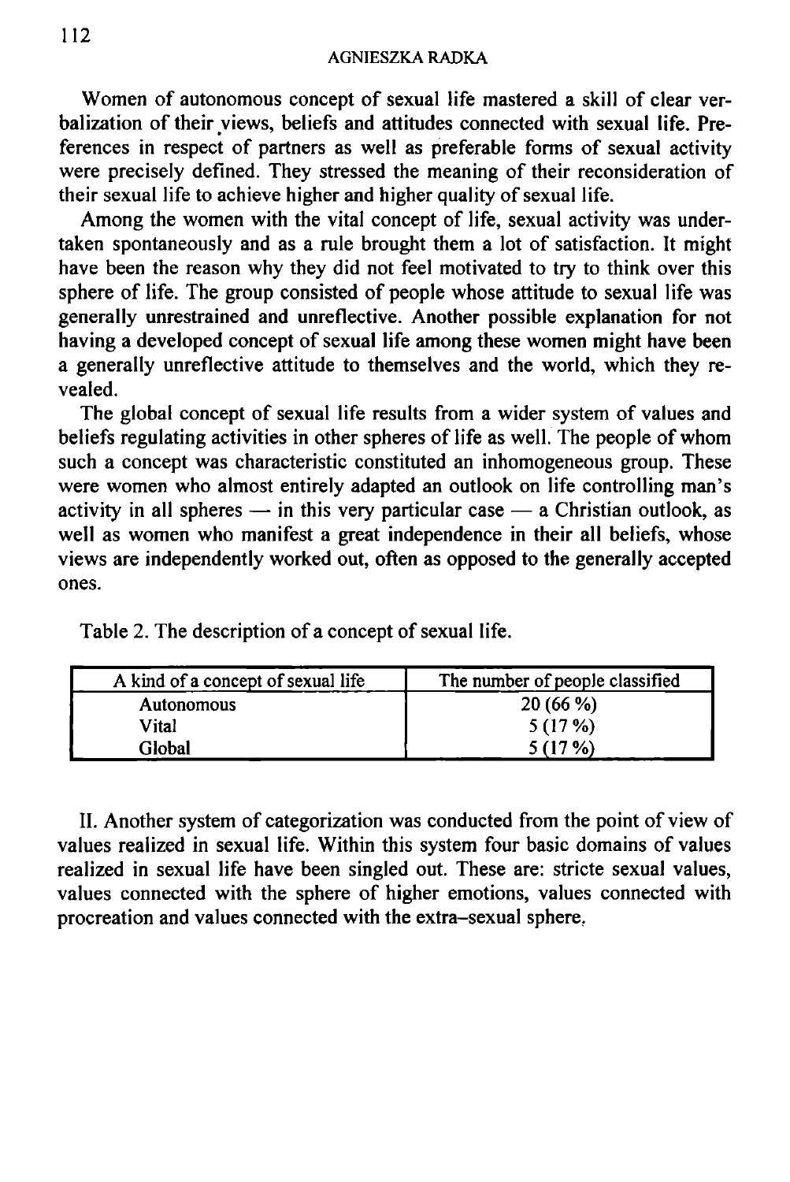Women of autonomous concept of sexual life mastered a skill of clear verbalization of their views, beliefs and attitudes connected with sexual life. Preferences in respect of partners as well as preferable forms of sexual activity were precisely defined. They stressed the meaning of their reconsideration of their sexual life to achieve higher and higher quality of sexual life.

Among the women with the vital concept of life, sexual activity was undertaken spontaneously and as a rule brought them a lot of satisfaction. It might have been the reason why they did not feel motivated to try to think over this sphere of life. The group consisted of people whose attitude to sexual life was generally unrestrained and unreflective. Another possible explanation for not having a developed concept of sexual life among these women might have been a generally unreflective attitude to themselves and the world, which they revealed.

The global concept of sexual life results from a wider system of values and beliefs regulating activities in other spheres of life as well. The people of whom such a concept was characteristic constituted an inhomogeneous group. These were women who almost entirely adapted an outlook on life controlling man's activity in all spheres — in this very particular case — a Christian outlook, as well as women who manifest a great independence in their all beliefs, whose views are independently worked out, often as opposed to the generally accepted ones.

Table 2. The description of a concept of sexual life.

| A kind of a concept of sexual life | The number of people classified |
|---|---|
| Autonomous | 20 (66 %) |
| Vital | 5 (17 %) |
| Global | 5 (17 %) |

II. Another system of categorization was conducted from the point of view of values realized in sexual life. Within this system four basic domains of values realized in sexual life have been singled out. These are: stricte sexual values, values connected with the sphere of higher emotions, values connected with procreation and values connected with the extra–sexual sphere.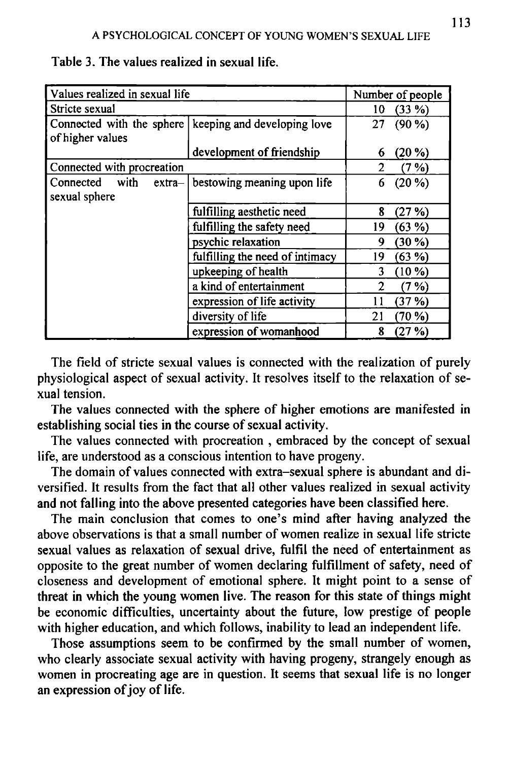Table 3. The values realized in sexual life.

| Values realized in sexual life | | Number of people |
|---|---|---|
| Stricte sexual | | 10 (33 %) |
| Connected with the sphere of higher values | keeping and developing love | 27 (90 %) |
| | development of friendship | 6 (20 %) |
| Connected with procreation | | 2 (7 %) |
| Connected with extra–sexual sphere | bestowing meaning upon life | 6 (20 %) |
| | fulfilling aesthetic need | 8 (27 %) |
| | fulfilling the safety need | 19 (63 %) |
| | psychic relaxation | 9 (30 %) |
| | fulfilling the need of intimacy | 19 (63 %) |
| | upkeeping of health | 3 (10 %) |
| | a kind of entertainment | 2 (7 %) |
| | expression of life activity | 11 (37 %) |
| | diversity of life | 21 (70 %) |
| | expression of womanhood | 8 (27 %) |

The field of stricte sexual values is connected with the realization of purely physiological aspect of sexual activity. It resolves itself to the relaxation of sexual tension.

The values connected with the sphere of higher emotions are manifested in establishing social ties in the course of sexual activity.

The values connected with procreation , embraced by the concept of sexual life, are understood as a conscious intention to have progeny.

The domain of values connected with extra–sexual sphere is abundant and diversified. It results from the fact that all other values realized in sexual activity and not falling into the above presented categories have been classified here.

The main conclusion that comes to one's mind after having analyzed the above observations is that a small number of women realize in sexual life stricte sexual values as relaxation of sexual drive, fulfil the need of entertainment as opposite to the great number of women declaring fulfillment of safety, need of closeness and development of emotional sphere. It might point to a sense of threat in which the young women live. The reason for this state of things might be economic difficulties, uncertainty about the future, low prestige of people with higher education, and which follows, inability to lead an independent life.

Those assumptions seem to be confirmed by the small number of women, who clearly associate sexual activity with having progeny, strangely enough as women in procreating age are in question. It seems that sexual life is no longer an expression of joy of life.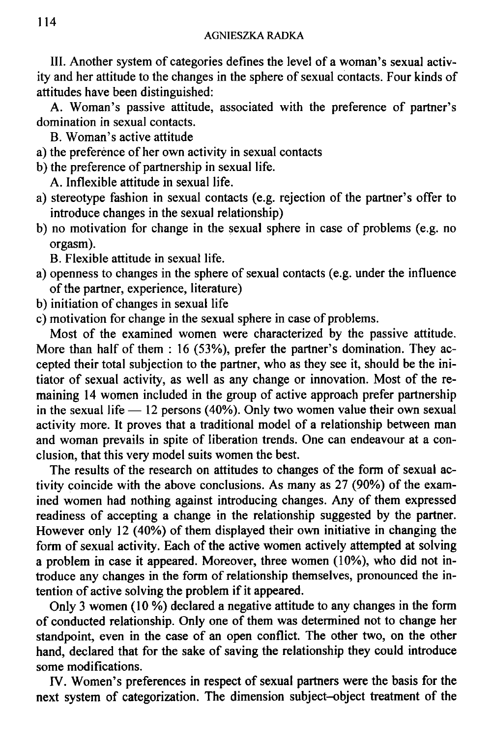III. Another system of categories defines the level of a woman's sexual activity and her attitude to the changes in the sphere of sexual contacts. Four kinds of attitudes have been distinguished:

A. Woman's passive attitude, associated with the preference of partner's domination in sexual contacts.

B. Woman's active attitude

a) the preference of her own activity in sexual contacts
b) the preference of partnership in sexual life.

A. Inflexible attitude in sexual life.

a) stereotype fashion in sexual contacts (e.g. rejection of the partner's offer to introduce changes in the sexual relationship)
b) no motivation for change in the sexual sphere in case of problems (e.g. no orgasm).

B. Flexible attitude in sexual life.

a) openness to changes in the sphere of sexual contacts (e.g. under the influence of the partner, experience, literature)
b) initiation of changes in sexual life
c) motivation for change in the sexual sphere in case of problems.

Most of the examined women were characterized by the passive attitude. More than half of them : 16 (53%), prefer the partner's domination. They accepted their total subjection to the partner, who as they see it, should be the initiator of sexual activity, as well as any change or innovation. Most of the remaining 14 women included in the group of active approach prefer partnership in the sexual life — 12 persons (40%). Only two women value their own sexual activity more. It proves that a traditional model of a relationship between man and woman prevails in spite of liberation trends. One can endeavour at a conclusion, that this very model suits women the best.

The results of the research on attitudes to changes of the form of sexual activity coincide with the above conclusions. As many as 27 (90%) of the examined women had nothing against introducing changes. Any of them expressed readiness of accepting a change in the relationship suggested by the partner. However only 12 (40%) of them displayed their own initiative in changing the form of sexual activity. Each of the active women actively attempted at solving a problem in case it appeared. Moreover, three women (10%), who did not introduce any changes in the form of relationship themselves, pronounced the intention of active solving the problem if it appeared.

Only 3 women (10 %) declared a negative attitude to any changes in the form of conducted relationship. Only one of them was determined not to change her standpoint, even in the case of an open conflict. The other two, on the other hand, declared that for the sake of saving the relationship they could introduce some modifications.

IV. Women's preferences in respect of sexual partners were the basis for the next system of categorization. The dimension subject–object treatment of the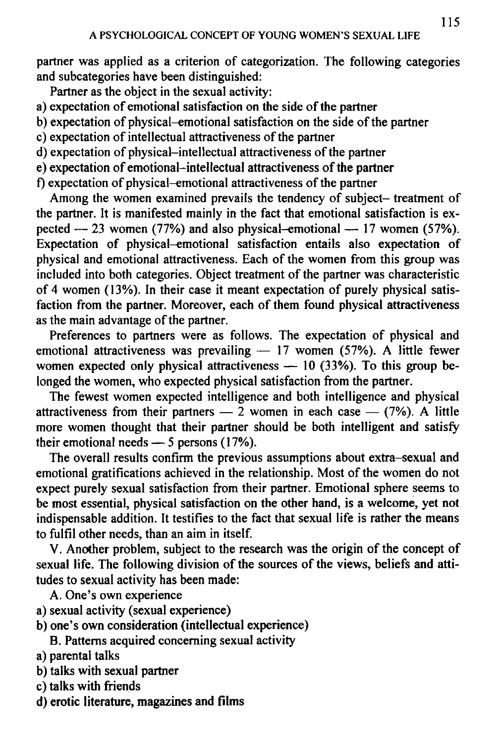partner was applied as a criterion of categorization. The following categories and subcategories have been distinguished:

Partner as the object in the sexual activity:

a) expectation of emotional satisfaction on the side of the partner
b) expectation of physical–emotional satisfaction on the side of the partner
c) expectation of intellectual attractiveness of the partner
d) expectation of physical–intellectual attractiveness of the partner
e) expectation of emotional–intellectual attractiveness of the partner
f) expectation of physical–emotional attractiveness of the partner

Among the women examined prevails the tendency of subject– treatment of the partner. It is manifested mainly in the fact that emotional satisfaction is expected — 23 women (77%) and also physical–emotional — 17 women (57%). Expectation of physical–emotional satisfaction entails also expectation of physical and emotional attractiveness. Each of the women from this group was included into both categories. Object treatment of the partner was characteristic of 4 women (13%). In their case it meant expectation of purely physical satisfaction from the partner. Moreover, each of them found physical attractiveness as the main advantage of the partner.

Preferences to partners were as follows. The expectation of physical and emotional attractiveness was prevailing — 17 women (57%). A little fewer women expected only physical attractiveness — 10 (33%). To this group belonged the women, who expected physical satisfaction from the partner.

The fewest women expected intelligence and both intelligence and physical attractiveness from their partners — 2 women in each case — (7%). A little more women thought that their partner should be both intelligent and satisfy their emotional needs — 5 persons (17%).

The overall results confirm the previous assumptions about extra–sexual and emotional gratifications achieved in the relationship. Most of the women do not expect purely sexual satisfaction from their partner. Emotional sphere seems to be most essential, physical satisfaction on the other hand, is a welcome, yet not indispensable addition. It testifies to the fact that sexual life is rather the means to fulfil other needs, than an aim in itself.

V. Another problem, subject to the research was the origin of the concept of sexual life. The following division of the sources of the views, beliefs and attitudes to sexual activity has been made:

A. One's own experience

a) sexual activity (sexual experience)
b) one's own consideration (intellectual experience)

B. Patterns acquired concerning sexual activity

a) parental talks
b) talks with sexual partner
c) talks with friends
d) erotic literature, magazines and films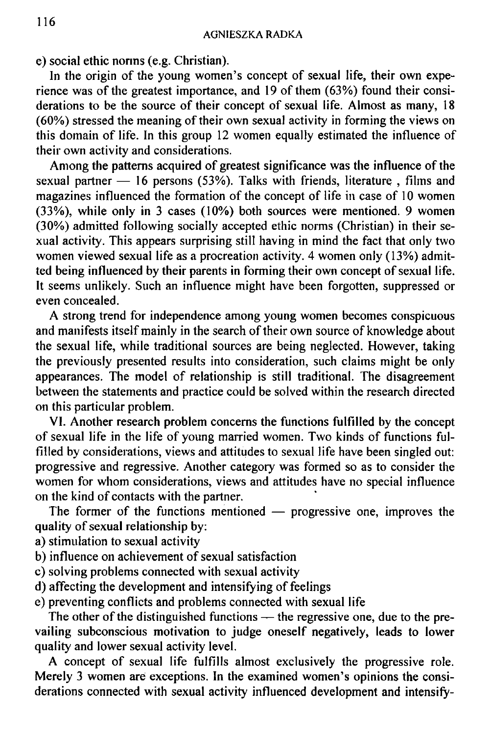e) social ethic norms (e.g. Christian).

In the origin of the young women's concept of sexual life, their own experience was of the greatest importance, and 19 of them (63%) found their considerations to be the source of their concept of sexual life. Almost as many, 18 (60%) stressed the meaning of their own sexual activity in forming the views on this domain of life. In this group 12 women equally estimated the influence of their own activity and considerations.

Among the patterns acquired of greatest significance was the influence of the sexual partner — 16 persons (53%). Talks with friends, literature , films and magazines influenced the formation of the concept of life in case of 10 women (33%), while only in 3 cases (10%) both sources were mentioned. 9 women (30%) admitted following socially accepted ethic norms (Christian) in their sexual activity. This appears surprising still having in mind the fact that only two women viewed sexual life as a procreation activity. 4 women only (13%) admitted being influenced by their parents in forming their own concept of sexual life. It seems unlikely. Such an influence might have been forgotten, suppressed or even concealed.

A strong trend for independence among young women becomes conspicuous and manifests itself mainly in the search of their own source of knowledge about the sexual life, while traditional sources are being neglected. However, taking the previously presented results into consideration, such claims might be only appearances. The model of relationship is still traditional. The disagreement between the statements and practice could be solved within the research directed on this particular problem.

VI. Another research problem concerns the functions fulfilled by the concept of sexual life in the life of young married women. Two kinds of functions fulfilled by considerations, views and attitudes to sexual life have been singled out: progressive and regressive. Another category was formed so as to consider the women for whom considerations, views and attitudes have no special influence on the kind of contacts with the partner.

The former of the functions mentioned — progressive one, improves the quality of sexual relationship by:

a) stimulation to sexual activity
b) influence on achievement of sexual satisfaction
c) solving problems connected with sexual activity
d) affecting the development and intensifying of feelings
e) preventing conflicts and problems connected with sexual life

The other of the distinguished functions — the regressive one, due to the prevailing subconscious motivation to judge oneself negatively, leads to lower quality and lower sexual activity level.

A concept of sexual life fulfills almost exclusively the progressive role. Merely 3 women are exceptions. In the examined women's opinions the considerations connected with sexual activity influenced development and intensify-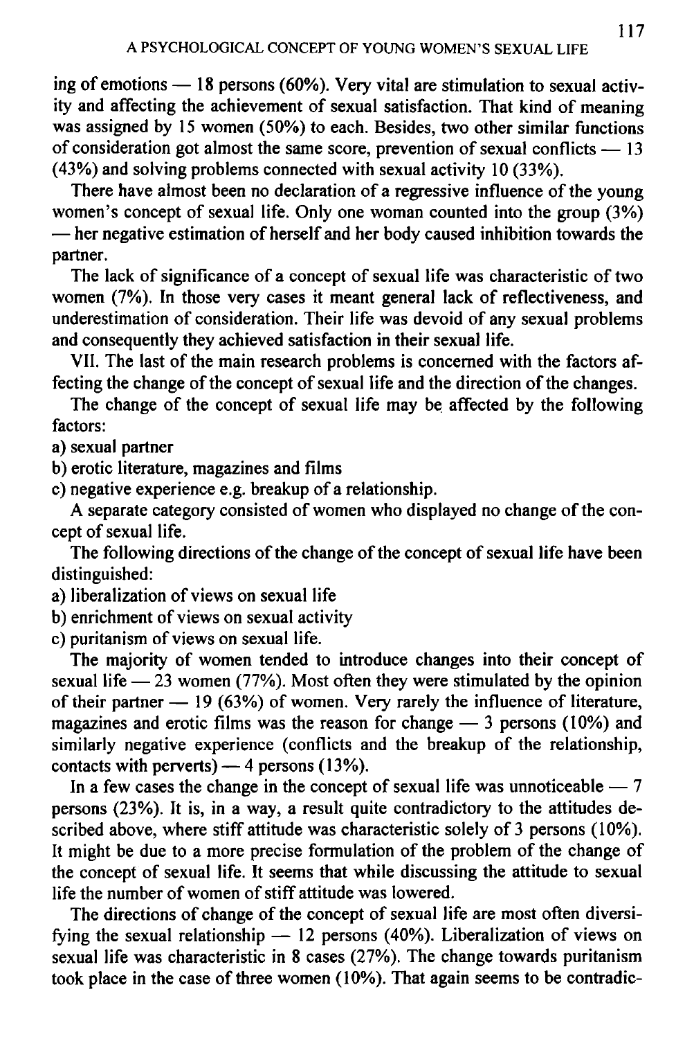ing of emotions — 18 persons (60%). Very vital are stimulation to sexual activity and affecting the achievement of sexual satisfaction. That kind of meaning was assigned by 15 women (50%) to each. Besides, two other similar functions of consideration got almost the same score, prevention of sexual conflicts — 13 (43%) and solving problems connected with sexual activity 10 (33%).

There have almost been no declaration of a regressive influence of the young women's concept of sexual life. Only one woman counted into the group (3%) — her negative estimation of herself and her body caused inhibition towards the partner.

The lack of significance of a concept of sexual life was characteristic of two women (7%). In those very cases it meant general lack of reflectiveness, and underestimation of consideration. Their life was devoid of any sexual problems and consequently they achieved satisfaction in their sexual life.

VII. The last of the main research problems is concerned with the factors affecting the change of the concept of sexual life and the direction of the changes.

The change of the concept of sexual life may be affected by the following factors:

a) sexual partner
b) erotic literature, magazines and films
c) negative experience e.g. breakup of a relationship.

A separate category consisted of women who displayed no change of the concept of sexual life.

The following directions of the change of the concept of sexual life have been distinguished:

a) liberalization of views on sexual life
b) enrichment of views on sexual activity
c) puritanism of views on sexual life.

The majority of women tended to introduce changes into their concept of sexual life — 23 women (77%). Most often they were stimulated by the opinion of their partner — 19 (63%) of women. Very rarely the influence of literature, magazines and erotic films was the reason for change — 3 persons (10%) and similarly negative experience (conflicts and the breakup of the relationship, contacts with perverts) — 4 persons (13%).

In a few cases the change in the concept of sexual life was unnoticeable — 7 persons (23%). It is, in a way, a result quite contradictory to the attitudes described above, where stiff attitude was characteristic solely of 3 persons (10%). It might be due to a more precise formulation of the problem of the change of the concept of sexual life. It seems that while discussing the attitude to sexual life the number of women of stiff attitude was lowered.

The directions of change of the concept of sexual life are most often diversifying the sexual relationship — 12 persons (40%). Liberalization of views on sexual life was characteristic in 8 cases (27%). The change towards puritanism took place in the case of three women (10%). That again seems to be contradic-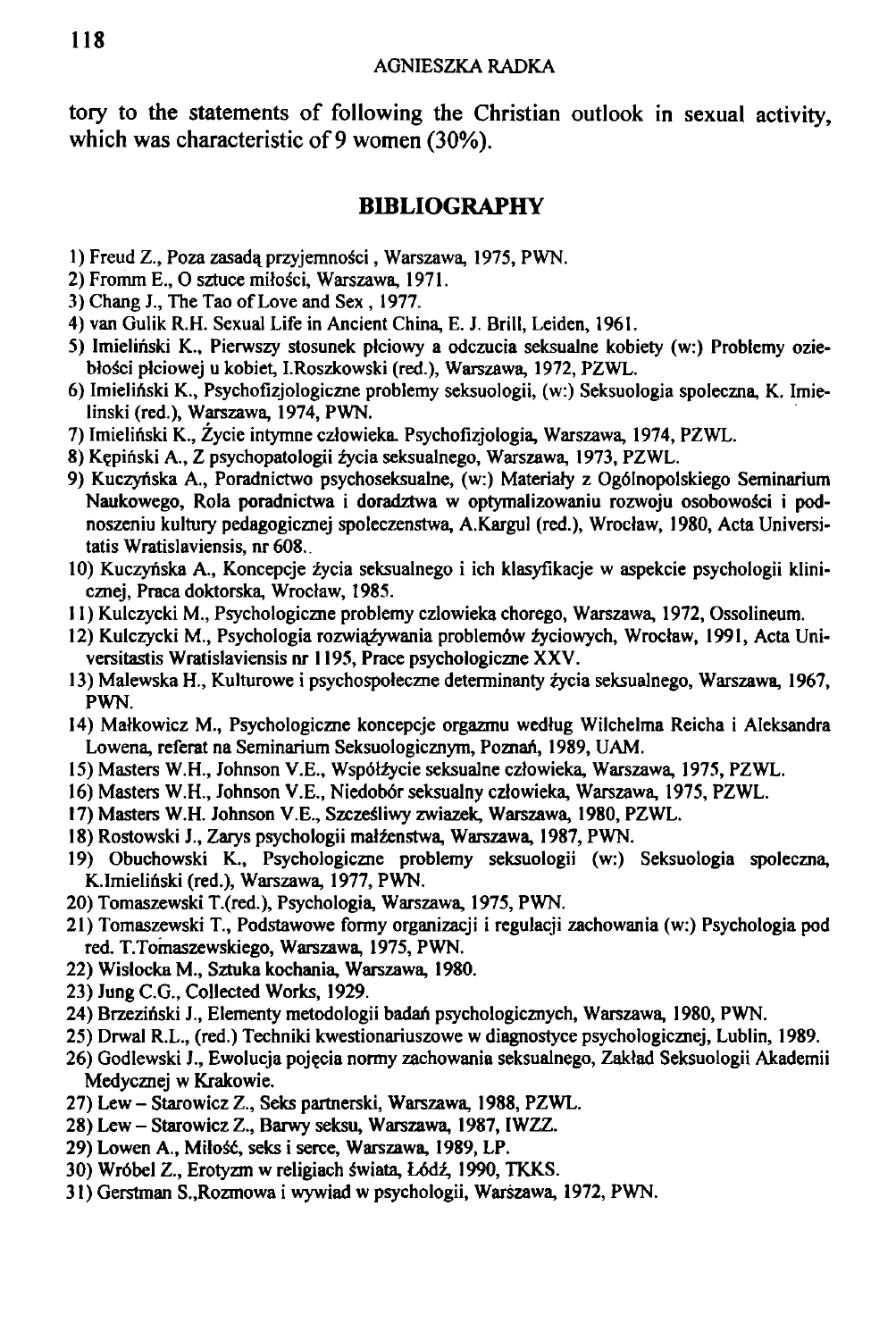tory to the statements of following the Christian outlook in sexual activity, which was characteristic of 9 women (30%).

## BIBLIOGRAPHY

1) Freud Z., Poza zasadą przyjemności , Warszawa, 1975, PWN.
2) Fromm E., O sztuce miłości, Warszawa, 1971.
3) Chang J., The Tao of Love and Sex , 1977.
4) van Gulik R.H. Sexual Life in Ancient China, E. J. Brill, Leiden, 1961.
5) Imieliński K., Pierwszy stosunek płciowy a odczucia seksualne kobiety (w:) Problemy oziębłości płciowej u kobiet, I.Roszkowski (red.), Warszawa, 1972, PZWL.
6) Imieliński K., Psychofizjologiczne problemy seksuologii, (w:) Seksuologia spoleczna, K. Imielinski (red.), Warszawa, 1974, PWN.
7) Imieliński K., Życie intymne człowieka. Psychofizjologia, Warszawa, 1974, PZWL.
8) Kępiński A., Z psychopatologii życia seksualnego, Warszawa, 1973, PZWL.
9) Kuczyńska A., Poradnictwo psychoseksualne, (w:) Materiały z Ogólnopolskiego Seminarium Naukowego, Rola poradnictwa i doradztwa w optymalizowaniu rozwoju osobowości i podnoszeniu kultury pedagogicznej spoleczenstwa, A.Kargul (red.), Wrocław, 1980, Acta Universitatis Wratislaviensis, nr 608..
10) Kuczyńska A., Koncepcje życia seksualnego i ich klasyfikacje w aspekcie psychologii klinicznej, Praca doktorska, Wrocław, 1985.
11) Kulczycki M., Psychologiczne problemy czlowieka chorego, Warszawa, 1972, Ossolineum.
12) Kulczycki M., Psychologia rozwiązywania problemów życiowych, Wrocław, 1991, Acta Universitastis Wratislaviensis nr 1195, Prace psychologiczne XXV.
13) Malewska H., Kulturowe i psychospołeczne determinanty życia seksualnego, Warszawa, 1967, PWN.
14) Małkowicz M., Psychologiczne koncepcje orgazmu według Wilchelma Reicha i Aleksandra Lowena, referat na Seminarium Seksuologicznym, Poznań, 1989, UAM.
15) Masters W.H., Johnson V.E., Współżycie seksualne człowieka, Warszawa, 1975, PZWL.
16) Masters W.H., Johnson V.E., Niedobór seksualny człowieka, Warszawa, 1975, PZWL.
17) Masters W.H. Johnson V.E., Szczęśliwy zwiazek, Warszawa, 1980, PZWL.
18) Rostowski J., Zarys psychologii małżenstwa, Warszawa, 1987, PWN.
19) Obuchowski K., Psychologiczne problemy seksuologii (w:) Seksuologia spoleczna, K.Imieliński (red.), Warszawa, 1977, PWN.
20) Tomaszewski T.(red.), Psychologia, Warszawa, 1975, PWN.
21) Tomaszewski T., Podstawowe formy organizacji i regulacji zachowania (w:) Psychologia pod red. T.Tomaszewskiego, Warszawa, 1975, PWN.
22) Wislocka M., Sztuka kochania, Warszawa, 1980.
23) Jung C.G., Collected Works, 1929.
24) Brzeziński J., Elementy metodologii badań psychologicznych, Warszawa, 1980, PWN.
25) Drwal R.L., (red.) Techniki kwestionariuszowe w diagnostyce psychologicznej, Lublin, 1989.
26) Godlewski J., Ewolucja pojęcia normy zachowania seksualnego, Zakład Seksuologii Akademii Medycznej w Krakowie.
27) Lew – Starowicz Z., Seks partnerski, Warszawa, 1988, PZWL.
28) Lew – Starowicz Z., Barwy seksu, Warszawa, 1987, IWZZ.
29) Lowen A., Miłość, seks i serce, Warszawa, 1989, LP.
30) Wróbel Z., Erotyzm w religiach świata, Łódź, 1990, TKKS.
31) Gerstman S.,Rozmowa i wywiad w psychologii, Warszawa, 1972, PWN.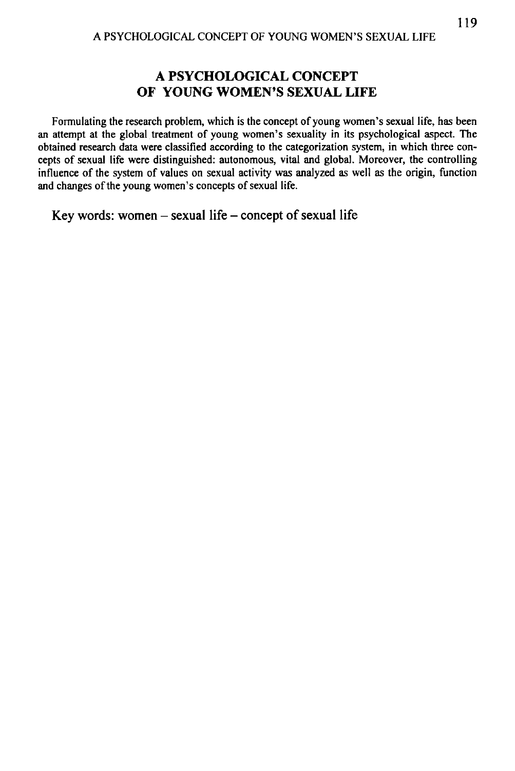# A PSYCHOLOGICAL CONCEPT OF YOUNG WOMEN'S SEXUAL LIFE

Formulating the research problem, which is the concept of young women's sexual life, has been an attempt at the global treatment of young women's sexuality in its psychological aspect. The obtained research data were classified according to the categorization system, in which three concepts of sexual life were distinguished: autonomous, vital and global. Moreover, the controlling influence of the system of values on sexual activity was analyzed as well as the origin, function and changes of the young women's concepts of sexual life.

Key words: women – sexual life – concept of sexual life